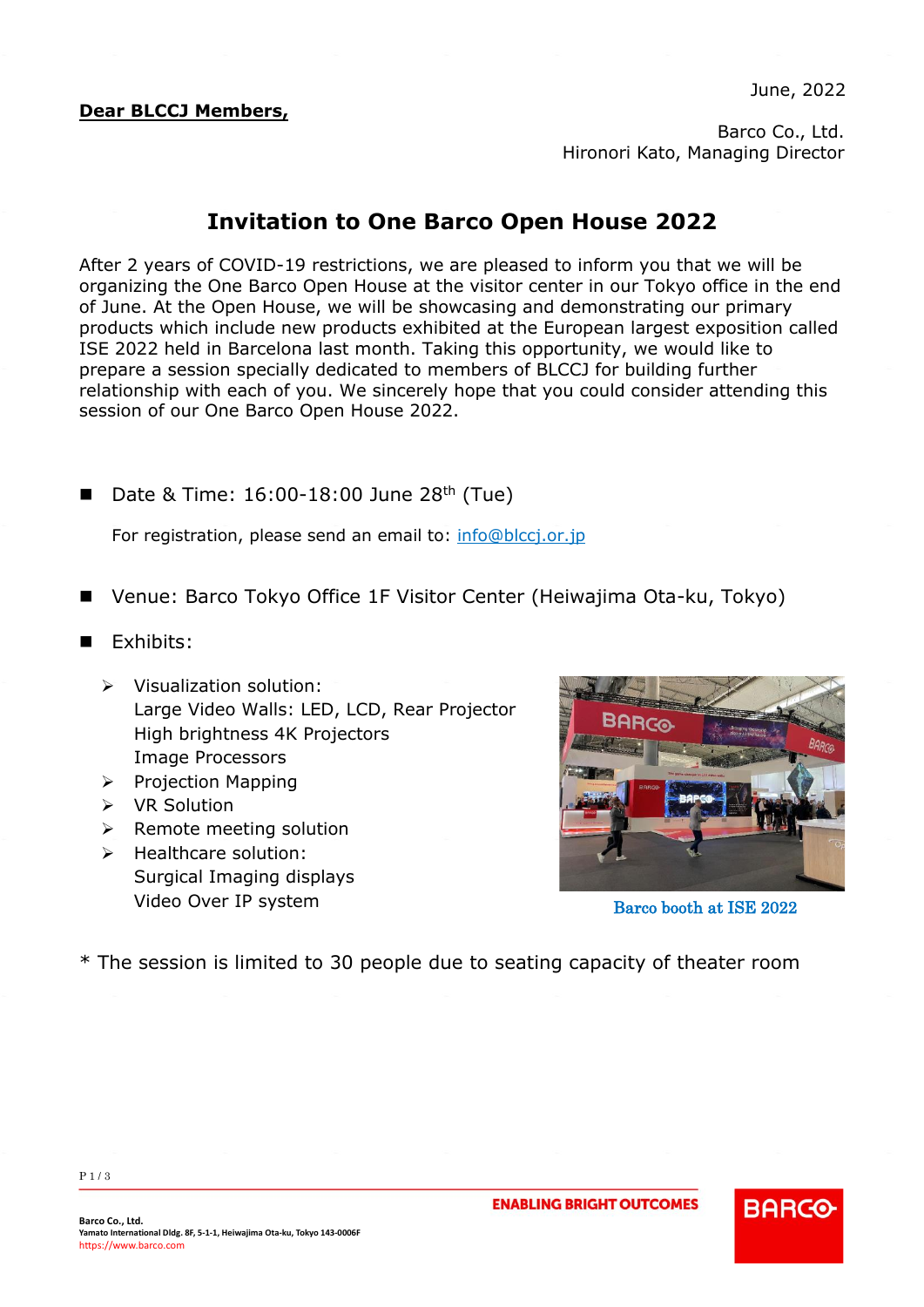June, 2022

**Dear BLCCJ Members,**

Barco Co., Ltd.
Hironori Kato, Managing Director

# Invitation to One Barco Open House 2022

After 2 years of COVID-19 restrictions, we are pleased to inform you that we will be organizing the One Barco Open House at the visitor center in our Tokyo office in the end of June. At the Open House, we will be showcasing and demonstrating our primary products which include new products exhibited at the European largest exposition called ISE 2022 held in Barcelona last month. Taking this opportunity, we would like to prepare a session specially dedicated to members of BLCCJ for building further relationship with each of you. We sincerely hope that you could consider attending this session of our One Barco Open House 2022.

- Date & Time: 16:00-18:00 June 28th (Tue)

  For registration, please send an email to: info@blccj.or.jp

- Venue: Barco Tokyo Office 1F Visitor Center (Heiwajima Ota-ku, Tokyo)

- Exhibits:
  - Visualization solution:
    Large Video Walls: LED, LCD, Rear Projector
    High brightness 4K Projectors
    Image Processors
  - Projection Mapping
  - VR Solution
  - Remote meeting solution
  - Healthcare solution:
    Surgical Imaging displays
    Video Over IP system

Barco booth at ISE 2022

* The session is limited to 30 people due to seating capacity of theater room

ENABLING BRIGHT OUTCOMES

Barco Co., Ltd.
Yamato International Dldg. 8F, 5-1-1, Heiwajima Ota-ku, Tokyo 143-0006F
https://www.barco.com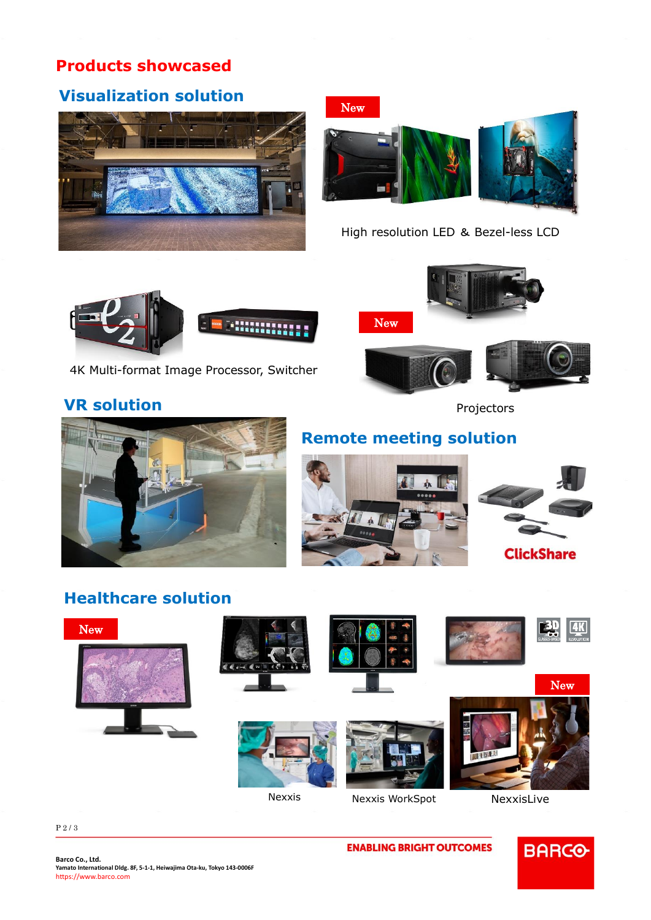# Products showcased

## Visualization solution

New

High resolution LED & Bezel-less LCD

4K Multi-format Image Processor, Switcher

New

Projectors

## VR solution

## Remote meeting solution

ClickShare

## Healthcare solution

New

New

Nexxis

Nexxis WorkSpot

NexxisLive

ENABLING BRIGHT OUTCOMES

Barco Co., Ltd.
Yamato International Dldg. 8F, 5-1-1, Heiwajima Ota-ku, Tokyo 143-0006F
https://www.barco.com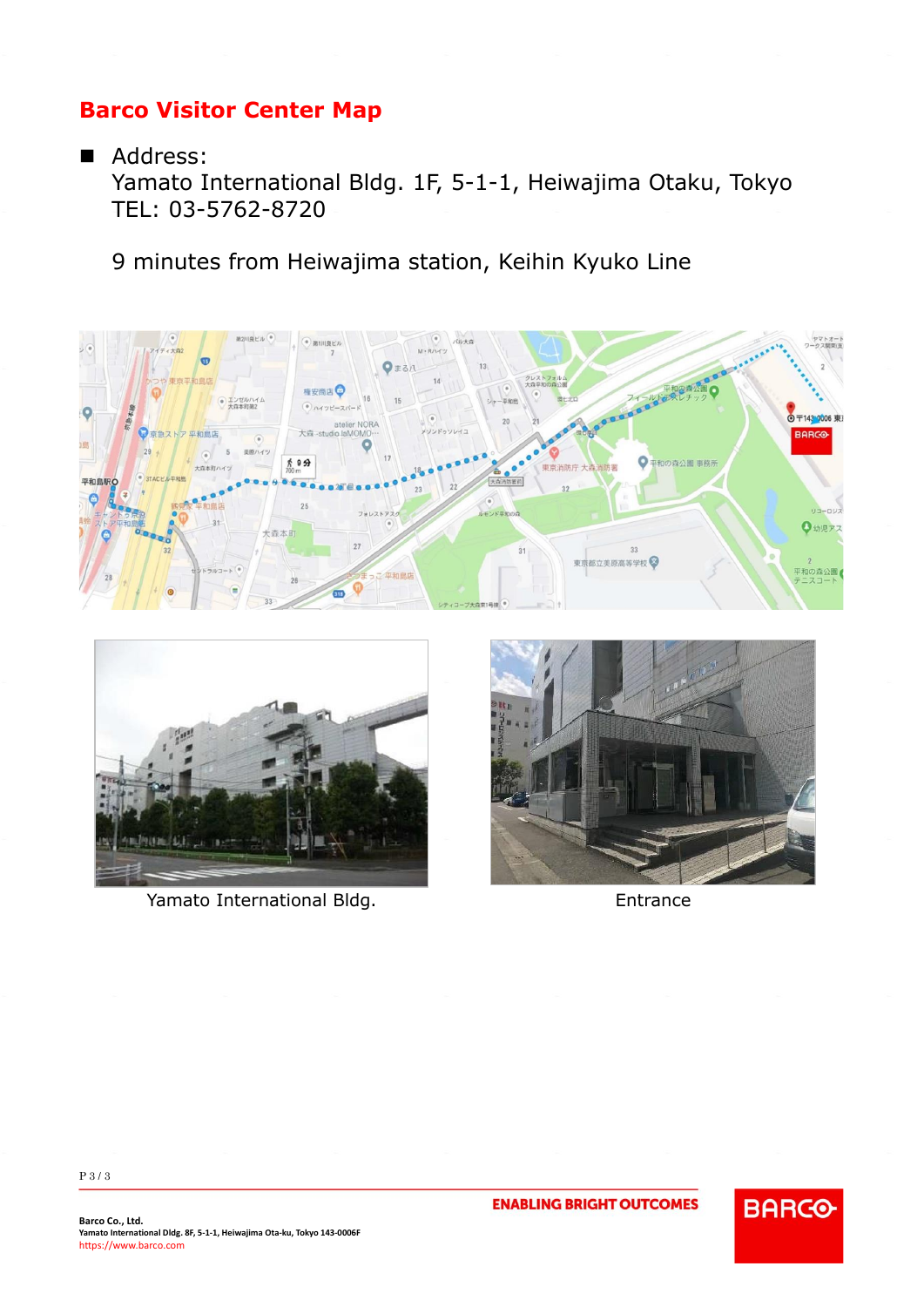# Barco Visitor Center Map

- Address:
  Yamato International Bldg. 1F, 5-1-1, Heiwajima Otaku, Tokyo
  TEL: 03-5762-8720

  9 minutes from Heiwajima station, Keihin Kyuko Line

Yamato International Bldg.

Entrance

ENABLING BRIGHT OUTCOMES

Barco Co., Ltd.
Yamato International Dldg. 8F, 5-1-1, Heiwajima Ota-ku, Tokyo 143-0006F
https://www.barco.com